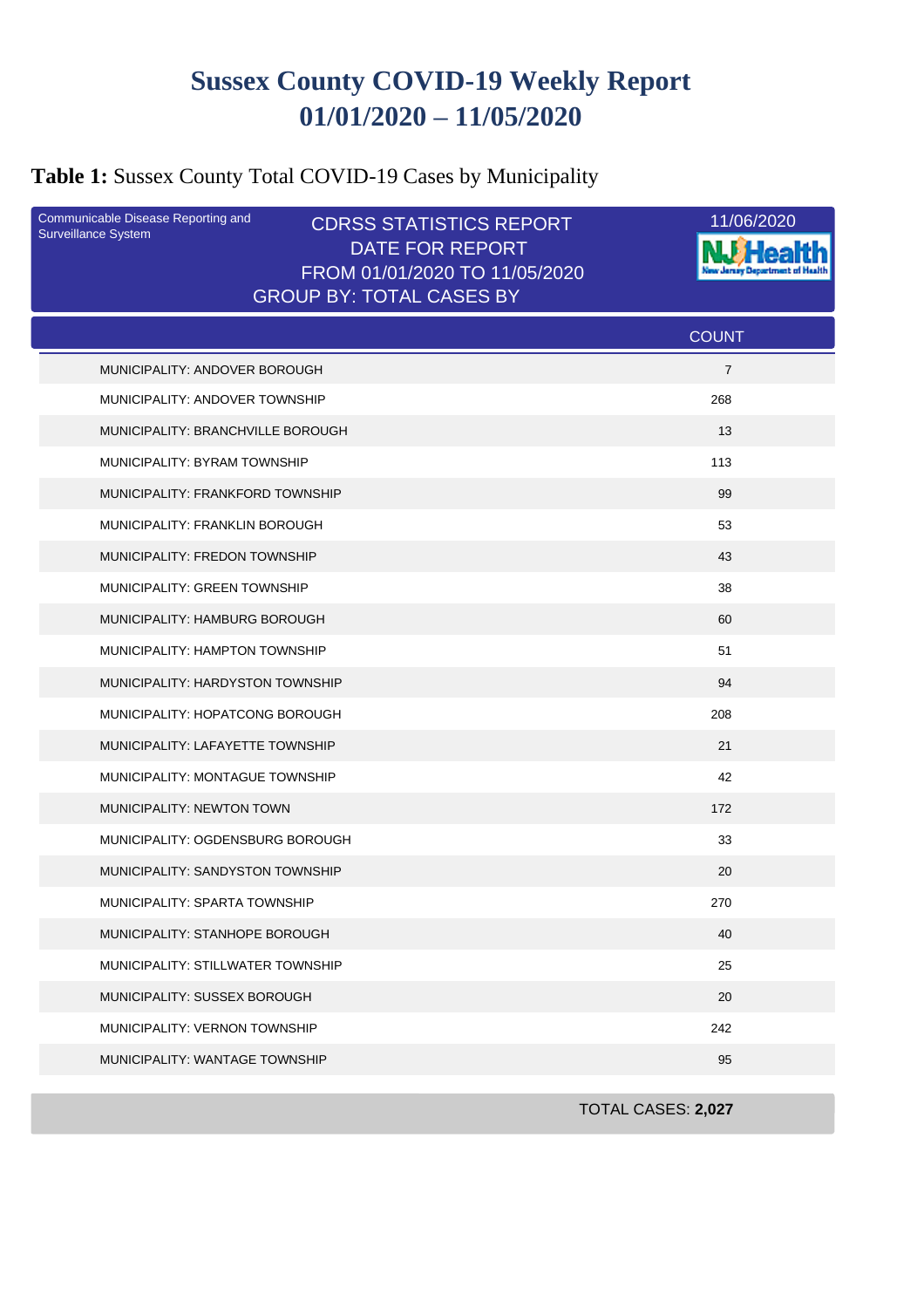# Sussex County COVID-19 Weekly Report
# 01/01/2020 – 11/05/2020

**Table 1:** Sussex County Total COVID-19 Cases by Municipality

Communicable Disease Reporting and Surveillance System

CDRSS STATISTICS REPORT
DATE FOR REPORT
FROM 01/01/2020 TO 11/05/2020
GROUP BY: TOTAL CASES BY

11/06/2020

NJ Health – New Jersey Department of Health

| | COUNT |
|---|---|
| MUNICIPALITY: ANDOVER BOROUGH | 7 |
| MUNICIPALITY: ANDOVER TOWNSHIP | 268 |
| MUNICIPALITY: BRANCHVILLE BOROUGH | 13 |
| MUNICIPALITY: BYRAM TOWNSHIP | 113 |
| MUNICIPALITY: FRANKFORD TOWNSHIP | 99 |
| MUNICIPALITY: FRANKLIN BOROUGH | 53 |
| MUNICIPALITY: FREDON TOWNSHIP | 43 |
| MUNICIPALITY: GREEN TOWNSHIP | 38 |
| MUNICIPALITY: HAMBURG BOROUGH | 60 |
| MUNICIPALITY: HAMPTON TOWNSHIP | 51 |
| MUNICIPALITY: HARDYSTON TOWNSHIP | 94 |
| MUNICIPALITY: HOPATCONG BOROUGH | 208 |
| MUNICIPALITY: LAFAYETTE TOWNSHIP | 21 |
| MUNICIPALITY: MONTAGUE TOWNSHIP | 42 |
| MUNICIPALITY: NEWTON TOWN | 172 |
| MUNICIPALITY: OGDENSBURG BOROUGH | 33 |
| MUNICIPALITY: SANDYSTON TOWNSHIP | 20 |
| MUNICIPALITY: SPARTA TOWNSHIP | 270 |
| MUNICIPALITY: STANHOPE BOROUGH | 40 |
| MUNICIPALITY: STILLWATER TOWNSHIP | 25 |
| MUNICIPALITY: SUSSEX BOROUGH | 20 |
| MUNICIPALITY: VERNON TOWNSHIP | 242 |
| MUNICIPALITY: WANTAGE TOWNSHIP | 95 |

TOTAL CASES: **2,027**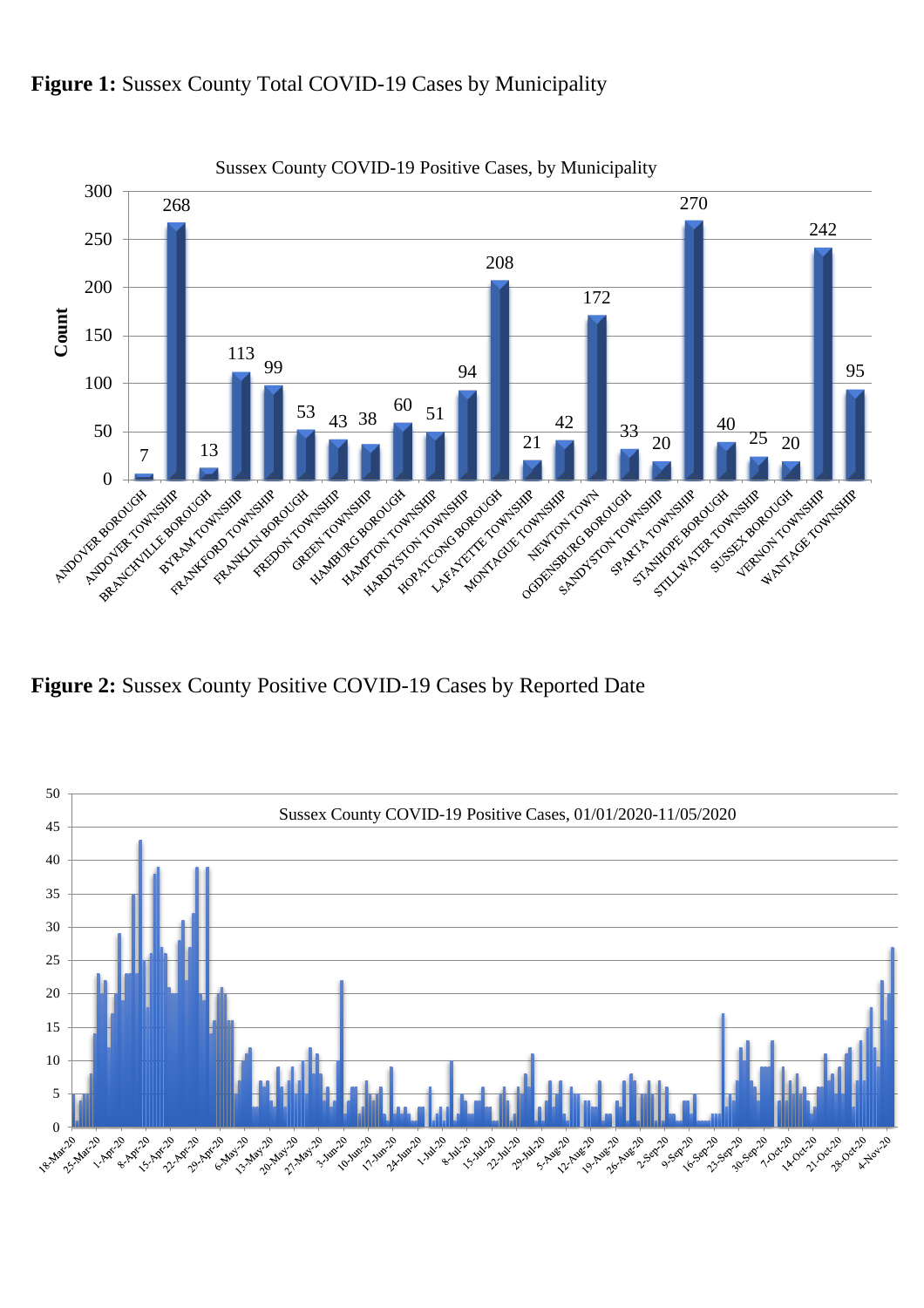**Figure 1:** Sussex County Total COVID-19 Cases by Municipality

Sussex County COVID-19 Positive Cases, by Municipality

| Municipality | Count |
|---|---|
| ANDOVER BOROUGH | 7 |
| ANDOVER TOWNSHIP | 268 |
| BRANCHVILLE BOROUGH | 13 |
| BYRAM TOWNSHIP | 113 |
| FRANKFORD TOWNSHIP | 99 |
| FRANKLIN BOROUGH | 53 |
| FREDON TOWNSHIP | 43 |
| GREEN TOWNSHIP | 38 |
| HAMBURG BOROUGH | 60 |
| HAMPTON TOWNSHIP | 51 |
| HARDYSTON TOWNSHIP | 94 |
| HOPATCONG BOROUGH | 208 |
| LAFAYETTE TOWNSHIP | 21 |
| MONTAGUE TOWNSHIP | 42 |
| NEWTON TOWN | 172 |
| OGDENSBURG BOROUGH | 33 |
| SANDYSTON TOWNSHIP | 20 |
| SPARTA TOWNSHIP | 270 |
| STANHOPE BOROUGH | 40 |
| STILLWATER TOWNSHIP | 25 |
| SUSSEX BOROUGH | 20 |
| VERNON TOWNSHIP | 242 |
| WANTAGE TOWNSHIP | 95 |

**Figure 2:** Sussex County Positive COVID-19 Cases by Reported Date

Sussex County COVID-19 Positive Cases, 01/01/2020-11/05/2020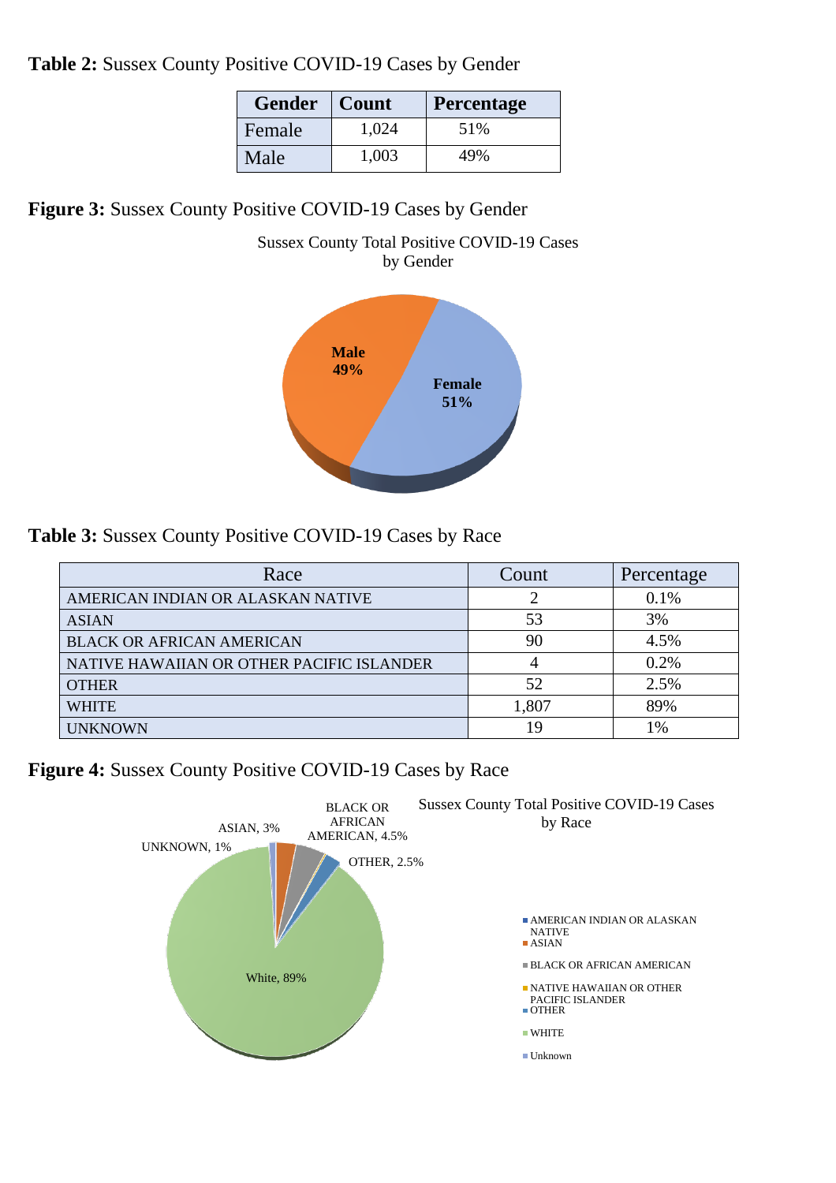**Table 2:** Sussex County Positive COVID-19 Cases by Gender

| Gender | Count | Percentage |
|---|---|---|
| Female | 1,024 | 51% |
| Male | 1,003 | 49% |

**Figure 3:** Sussex County Positive COVID-19 Cases by Gender

**Table 3:** Sussex County Positive COVID-19 Cases by Race

| Race | Count | Percentage |
|---|---|---|
| AMERICAN INDIAN OR ALASKAN NATIVE | 2 | 0.1% |
| ASIAN | 53 | 3% |
| BLACK OR AFRICAN AMERICAN | 90 | 4.5% |
| NATIVE HAWAIIAN OR OTHER PACIFIC ISLANDER | 4 | 0.2% |
| OTHER | 52 | 2.5% |
| WHITE | 1,807 | 89% |
| UNKNOWN | 19 | 1% |

**Figure 4:** Sussex County Positive COVID-19 Cases by Race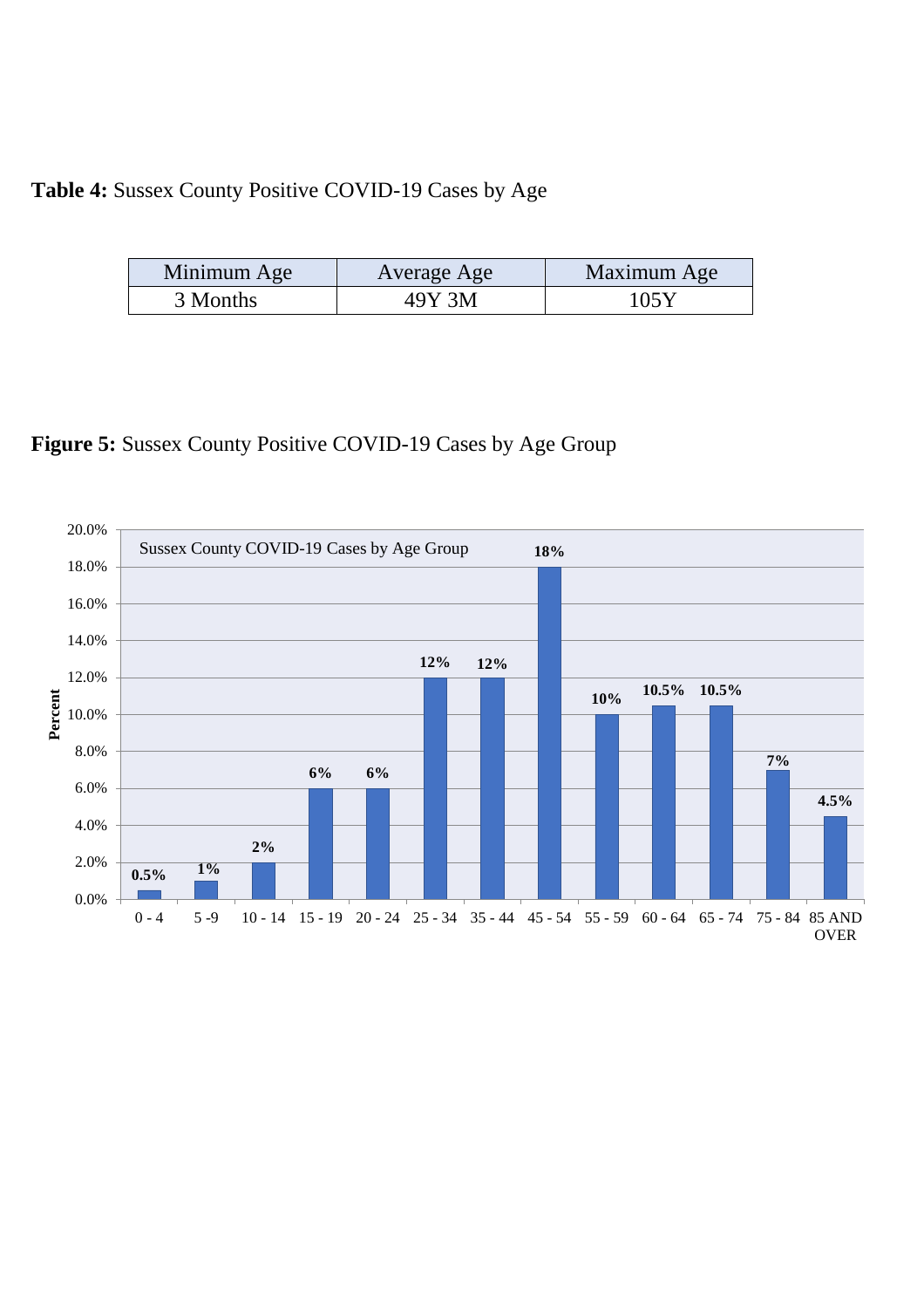**Table 4:** Sussex County Positive COVID-19 Cases by Age

| Minimum Age | Average Age | Maximum Age |
|---|---|---|
| 3 Months | 49Y 3M | 105Y |

**Figure 5:** Sussex County Positive COVID-19 Cases by Age Group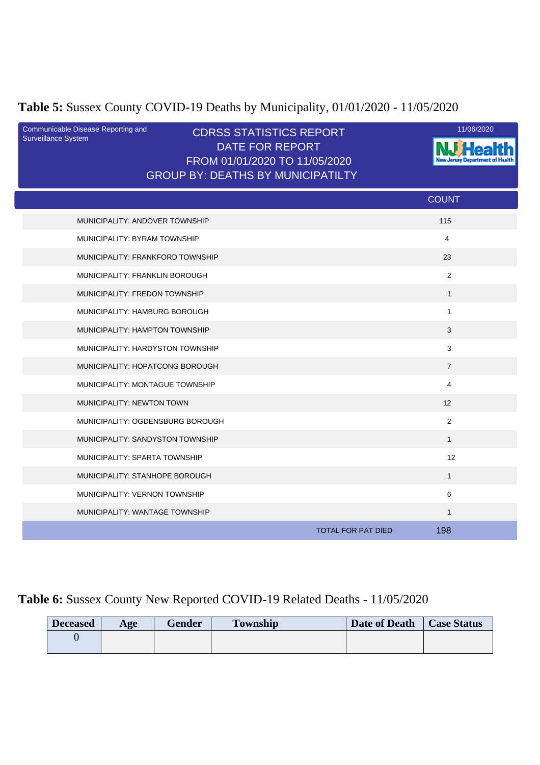**Table 5:** Sussex County COVID-19 Deaths by Municipality, 01/01/2020 - 11/05/2020

Communicable Disease Reporting and Surveillance System

CDRSS STATISTICS REPORT
DATE FOR REPORT
FROM 01/01/2020 TO 11/05/2020
GROUP BY: DEATHS BY MUNICIPATILTY

11/06/2020

| | COUNT |
|---|---|
| MUNICIPALITY: ANDOVER TOWNSHIP | 115 |
| MUNICIPALITY: BYRAM TOWNSHIP | 4 |
| MUNICIPALITY: FRANKFORD TOWNSHIP | 23 |
| MUNICIPALITY: FRANKLIN BOROUGH | 2 |
| MUNICIPALITY: FREDON TOWNSHIP | 1 |
| MUNICIPALITY: HAMBURG BOROUGH | 1 |
| MUNICIPALITY: HAMPTON TOWNSHIP | 3 |
| MUNICIPALITY: HARDYSTON TOWNSHIP | 3 |
| MUNICIPALITY: HOPATCONG BOROUGH | 7 |
| MUNICIPALITY: MONTAGUE TOWNSHIP | 4 |
| MUNICIPALITY: NEWTON TOWN | 12 |
| MUNICIPALITY: OGDENSBURG BOROUGH | 2 |
| MUNICIPALITY: SANDYSTON TOWNSHIP | 1 |
| MUNICIPALITY: SPARTA TOWNSHIP | 12 |
| MUNICIPALITY: STANHOPE BOROUGH | 1 |
| MUNICIPALITY: VERNON TOWNSHIP | 6 |
| MUNICIPALITY: WANTAGE TOWNSHIP | 1 |
| TOTAL FOR PAT DIED | 198 |

**Table 6:** Sussex County New Reported COVID-19 Related Deaths - 11/05/2020

| Deceased | Age | Gender | Township | Date of Death | Case Status |
|---|---|---|---|---|---|
| 0 | | | | | |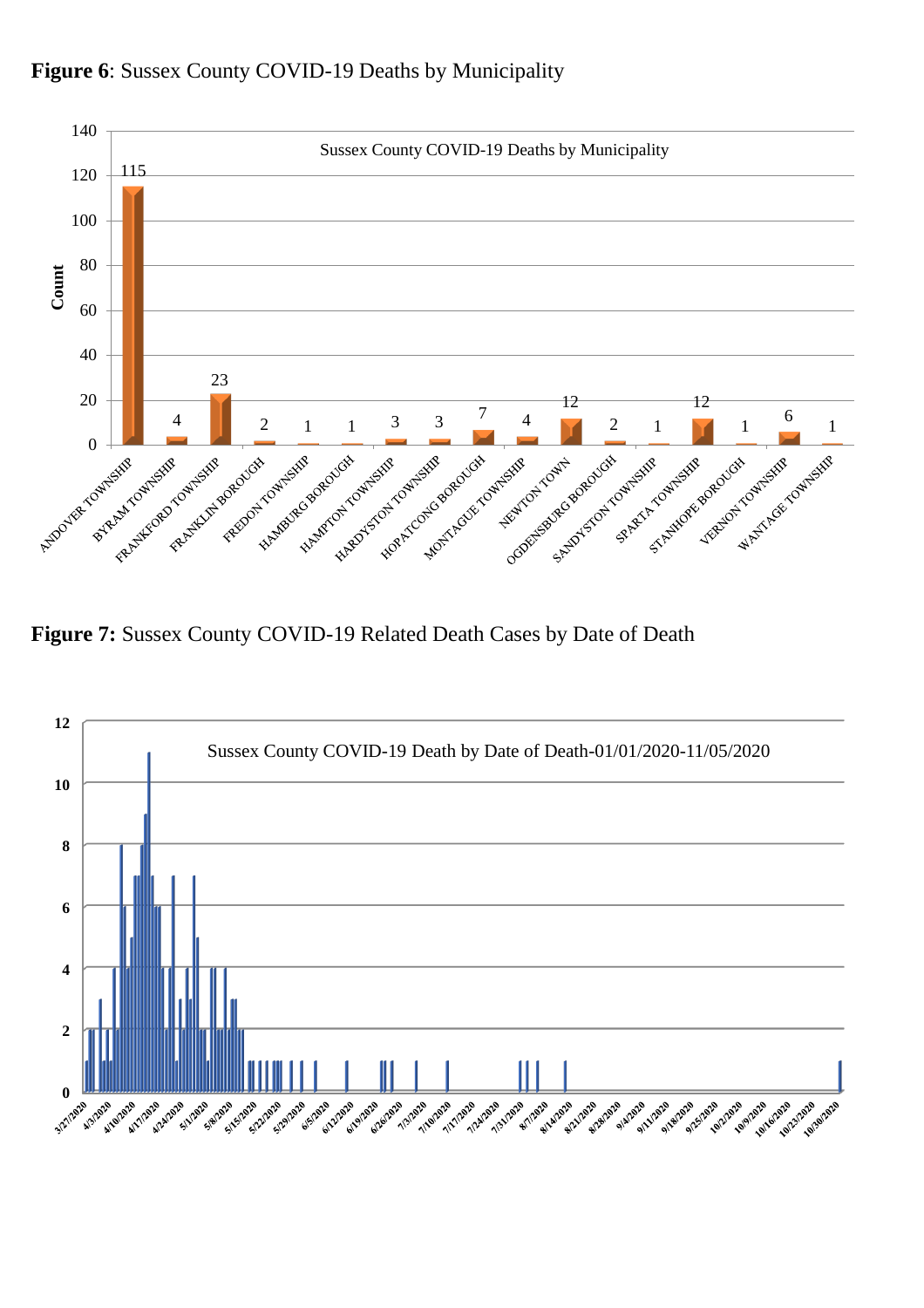**Figure 6**: Sussex County COVID-19 Deaths by Municipality

Sussex County COVID-19 Deaths by Municipality

| Municipality | Count |
|---|---|
| ANDOVER TOWNSHIP | 115 |
| BYRAM TOWNSHIP | 4 |
| FRANKFORD TOWNSHIP | 23 |
| FRANKLIN BOROUGH | 2 |
| FREDON TOWNSHIP | 1 |
| HAMBURG BOROUGH | 1 |
| HAMPTON TOWNSHIP | 3 |
| HARDYSTON TOWNSHIP | 3 |
| HOPATCONG BOROUGH | 7 |
| MONTAGUE TOWNSHIP | 4 |
| NEWTON TOWN | 12 |
| OGDENSBURG BOROUGH | 2 |
| SANDYSTON TOWNSHIP | 1 |
| SPARTA TOWNSHIP | 12 |
| STANHOPE BOROUGH | 1 |
| VERNON TOWNSHIP | 6 |
| WANTAGE TOWNSHIP | 1 |

**Figure 7:** Sussex County COVID-19 Related Death Cases by Date of Death

Sussex County COVID-19 Death by Date of Death-01/01/2020-11/05/2020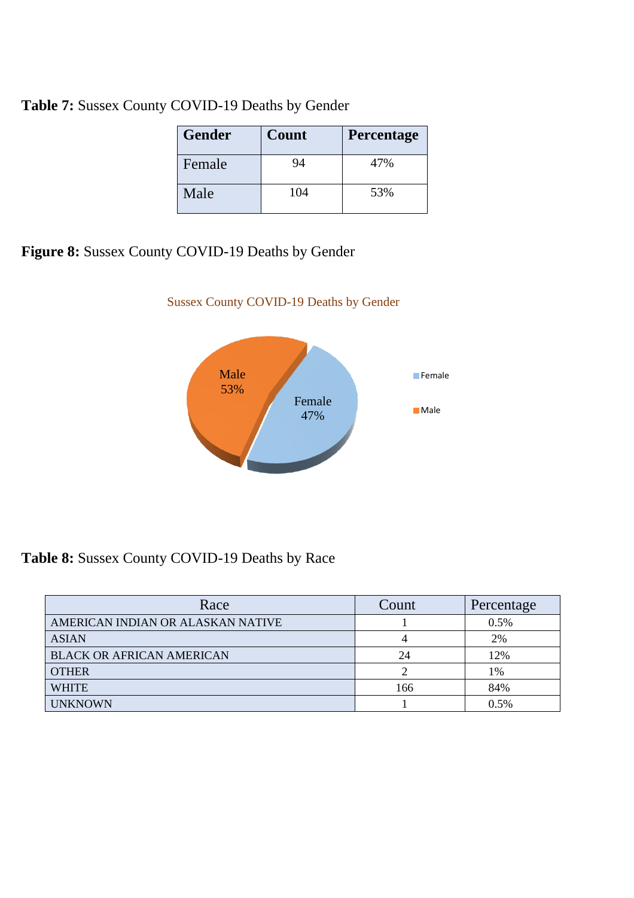**Table 7:** Sussex County COVID-19 Deaths by Gender

| Gender | Count | Percentage |
|---|---|---|
| Female | 94 | 47% |
| Male | 104 | 53% |

**Figure 8:** Sussex County COVID-19 Deaths by Gender

Sussex County COVID-19 Deaths by Gender

Male 53%

Female 47%

Female

Male

**Table 8:** Sussex County COVID-19 Deaths by Race

| Race | Count | Percentage |
|---|---|---|
| AMERICAN INDIAN OR ALASKAN NATIVE | 1 | 0.5% |
| ASIAN | 4 | 2% |
| BLACK OR AFRICAN AMERICAN | 24 | 12% |
| OTHER | 2 | 1% |
| WHITE | 166 | 84% |
| UNKNOWN | 1 | 0.5% |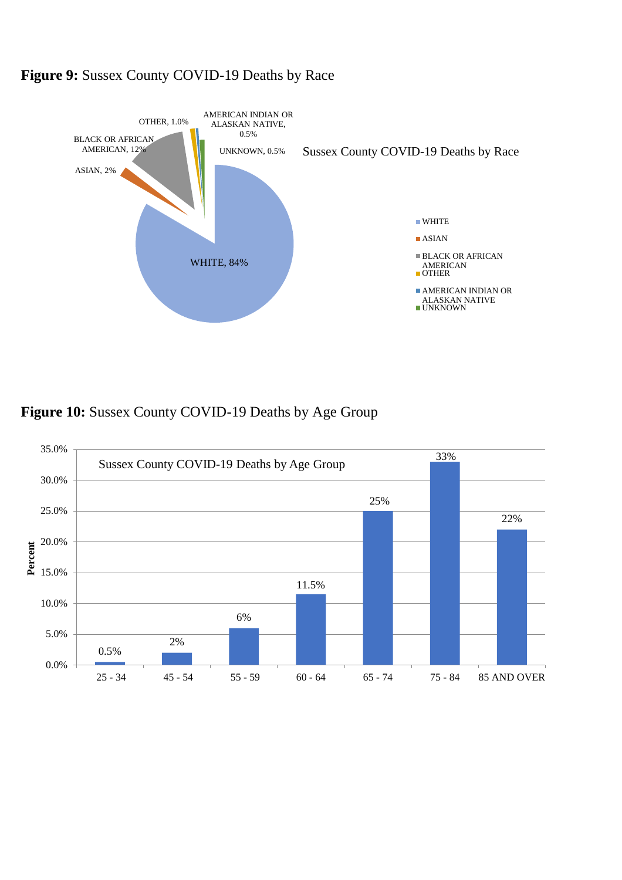**Figure 9:** Sussex County COVID-19 Deaths by Race

Sussex County COVID-19 Deaths by Race

| Race | Percent |
|---|---|
| WHITE | 84% |
| ASIAN | 2% |
| BLACK OR AFRICAN AMERICAN | 12% |
| OTHER | 1.0% |
| AMERICAN INDIAN OR ALASKAN NATIVE | 0.5% |
| UNKNOWN | 0.5% |

**Figure 10:** Sussex County COVID-19 Deaths by Age Group

Sussex County COVID-19 Deaths by Age Group

| Age Group | Percent |
|---|---|
| 25 - 34 | 0.5% |
| 45 - 54 | 2% |
| 55 - 59 | 6% |
| 60 - 64 | 11.5% |
| 65 - 74 | 25% |
| 75 - 84 | 33% |
| 85 AND OVER | 22% |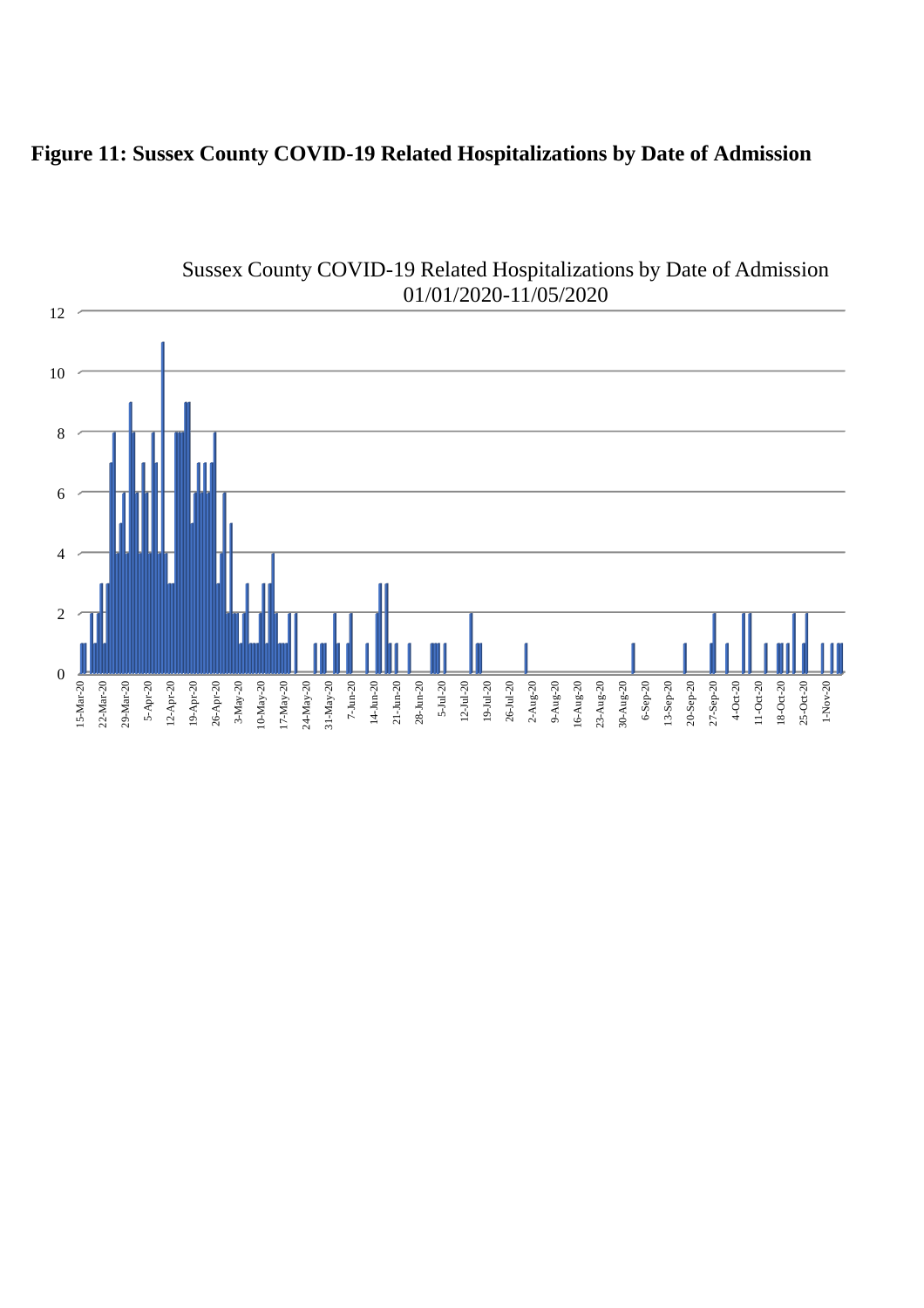**Figure 11: Sussex County COVID-19 Related Hospitalizations by Date of Admission**

Sussex County COVID-19 Related Hospitalizations by Date of Admission
01/01/2020-11/05/2020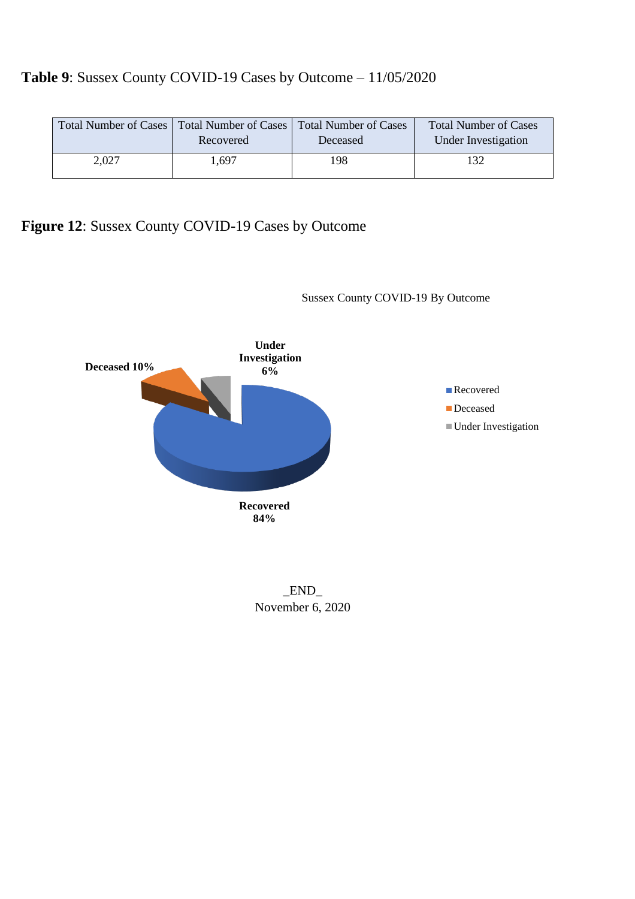**Table 9**: Sussex County COVID-19 Cases by Outcome – 11/05/2020

| Total Number of Cases | Total Number of Cases Recovered | Total Number of Cases Deceased | Total Number of Cases Under Investigation |
|---|---|---|---|
| 2,027 | 1,697 | 198 | 132 |

**Figure 12**: Sussex County COVID-19 Cases by Outcome

Sussex County COVID-19 By Outcome

Deceased 10%

Under Investigation 6%

Recovered 84%

Recovered
Deceased
Under Investigation

_END_
November 6, 2020